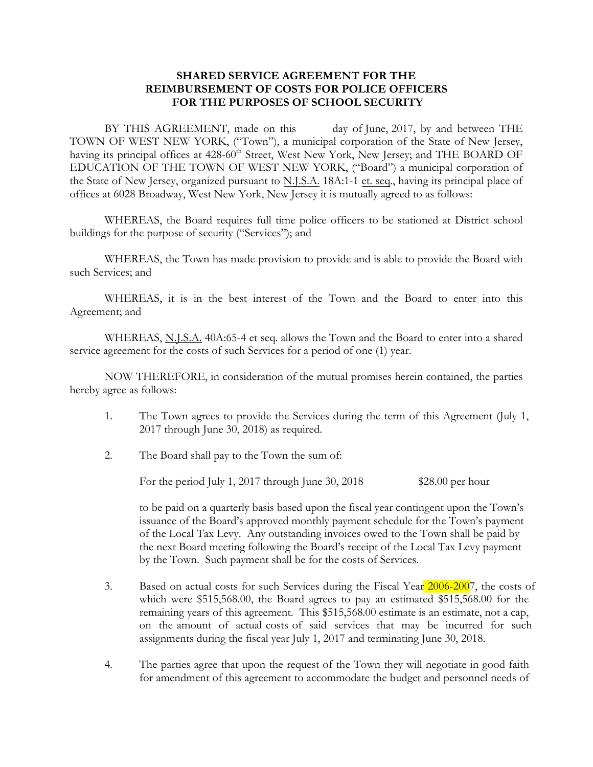**SHARED SERVICE AGREEMENT FOR THE REIMBURSEMENT OF COSTS FOR POLICE OFFICERS FOR THE PURPOSES OF SCHOOL SECURITY**

BY THIS AGREEMENT, made on this day of June, 2017, by and between THE TOWN OF WEST NEW YORK, ("Town"), a municipal corporation of the State of New Jersey, having its principal offices at 428-60th Street, West New York, New Jersey; and THE BOARD OF EDUCATION OF THE TOWN OF WEST NEW YORK, ("Board") a municipal corporation of the State of New Jersey, organized pursuant to N.J.S.A. 18A:1-1 et. seq., having its principal place of offices at 6028 Broadway, West New York, New Jersey it is mutually agreed to as follows:

WHEREAS, the Board requires full time police officers to be stationed at District school buildings for the purpose of security ("Services"); and

WHEREAS, the Town has made provision to provide and is able to provide the Board with such Services; and

WHEREAS, it is in the best interest of the Town and the Board to enter into this Agreement; and

WHEREAS, N.J.S.A. 40A:65-4 et seq. allows the Town and the Board to enter into a shared service agreement for the costs of such Services for a period of one (1) year.

NOW THEREFORE, in consideration of the mutual promises herein contained, the parties hereby agree as follows:

1. The Town agrees to provide the Services during the term of this Agreement (July 1, 2017 through June 30, 2018) as required.

2. The Board shall pay to the Town the sum of:

   For the period July 1, 2017 through June 30, 2018 $28.00 per hour

   to be paid on a quarterly basis based upon the fiscal year contingent upon the Town's issuance of the Board's approved monthly payment schedule for the Town's payment of the Local Tax Levy. Any outstanding invoices owed to the Town shall be paid by the next Board meeting following the Board's receipt of the Local Tax Levy payment by the Town. Such payment shall be for the costs of Services.

3. Based on actual costs for such Services during the Fiscal Year 2006-2007, the costs of which were $515,568.00, the Board agrees to pay an estimated $515,568.00 for the remaining years of this agreement. This $515,568.00 estimate is an estimate, not a cap, on the amount of actual costs of said services that may be incurred for such assignments during the fiscal year July 1, 2017 and terminating June 30, 2018.

4. The parties agree that upon the request of the Town they will negotiate in good faith for amendment of this agreement to accommodate the budget and personnel needs of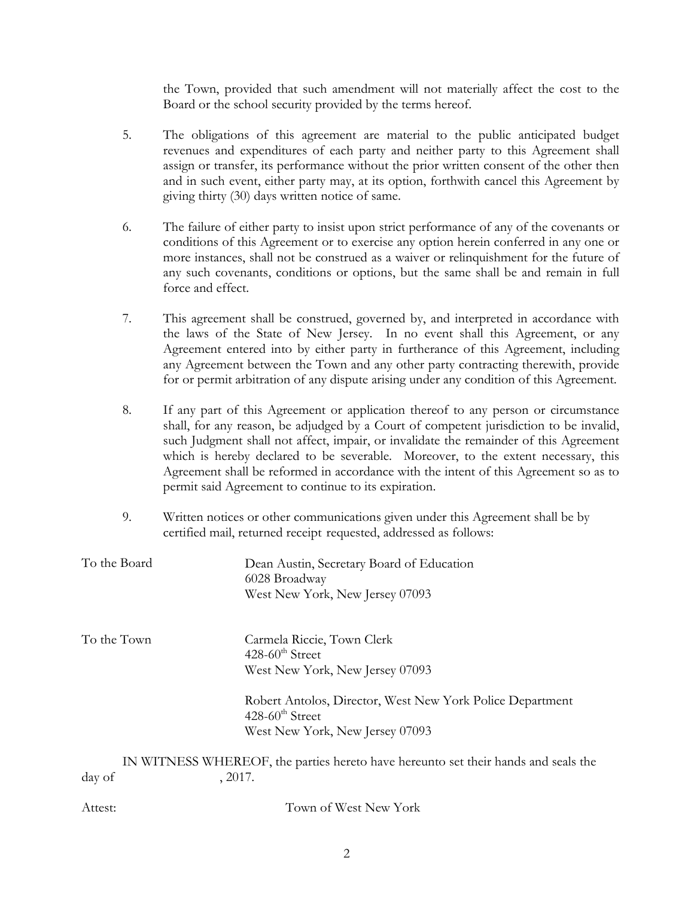the Town, provided that such amendment will not materially affect the cost to the Board or the school security provided by the terms hereof.

5. The obligations of this agreement are material to the public anticipated budget revenues and expenditures of each party and neither party to this Agreement shall assign or transfer, its performance without the prior written consent of the other then and in such event, either party may, at its option, forthwith cancel this Agreement by giving thirty (30) days written notice of same.

6. The failure of either party to insist upon strict performance of any of the covenants or conditions of this Agreement or to exercise any option herein conferred in any one or more instances, shall not be construed as a waiver or relinquishment for the future of any such covenants, conditions or options, but the same shall be and remain in full force and effect.

7. This agreement shall be construed, governed by, and interpreted in accordance with the laws of the State of New Jersey. In no event shall this Agreement, or any Agreement entered into by either party in furtherance of this Agreement, including any Agreement between the Town and any other party contracting therewith, provide for or permit arbitration of any dispute arising under any condition of this Agreement.

8. If any part of this Agreement or application thereof to any person or circumstance shall, for any reason, be adjudged by a Court of competent jurisdiction to be invalid, such Judgment shall not affect, impair, or invalidate the remainder of this Agreement which is hereby declared to be severable. Moreover, to the extent necessary, this Agreement shall be reformed in accordance with the intent of this Agreement so as to permit said Agreement to continue to its expiration.

9. Written notices or other communications given under this Agreement shall be by certified mail, returned receipt requested, addressed as follows:

To the Board

Dean Austin, Secretary Board of Education
6028 Broadway
West New York, New Jersey 07093

To the Town

Carmela Riccie, Town Clerk
428-60th Street
West New York, New Jersey 07093

Robert Antolos, Director, West New York Police Department
428-60th Street
West New York, New Jersey 07093

IN WITNESS WHEREOF, the parties hereto have hereunto set their hands and seals the day of , 2017.

Attest: Town of West New York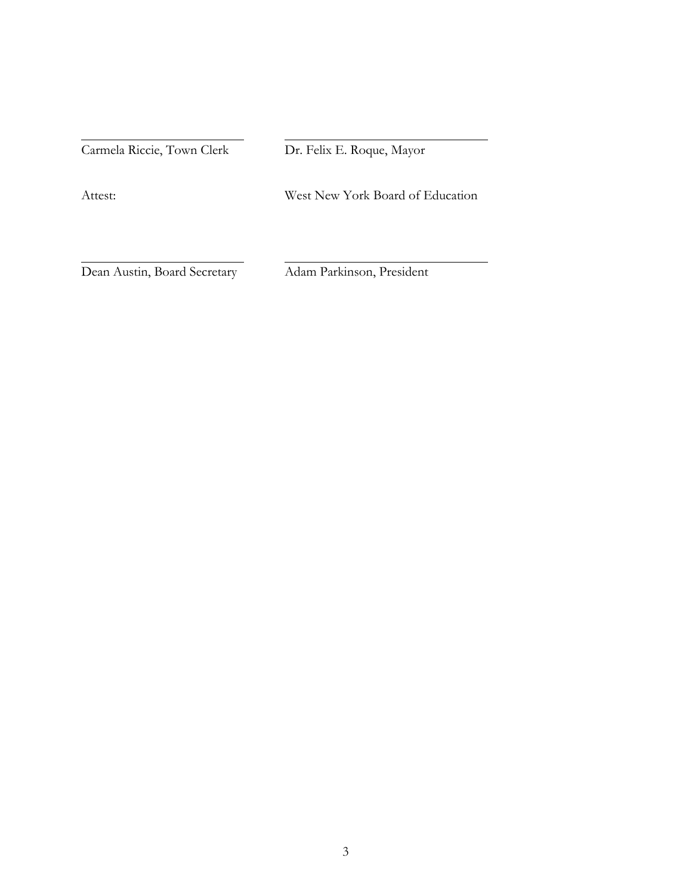| | |
|---|---|
| Carmela Riccie, Town Clerk | Dr. Felix E. Roque, Mayor |
| Attest: | West New York Board of Education |
| Dean Austin, Board Secretary | Adam Parkinson, President |